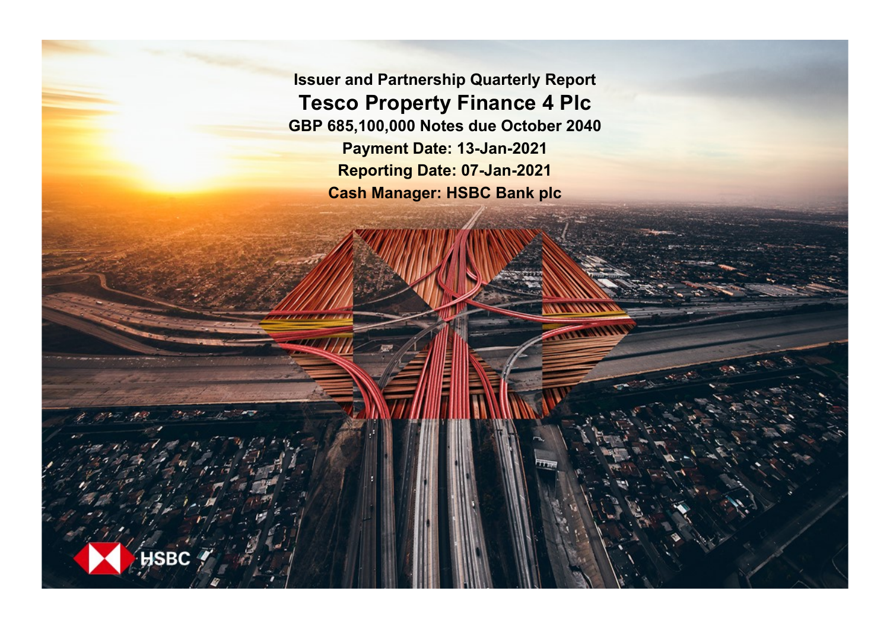# Issuer and Partnership Quarterly Report

## Tesco Property Finance 4 Plc

**GBP 685,100,000 Notes due October 2040**

**Payment Date: 13-Jan-2021**

**Reporting Date: 07-Jan-2021**

**Cash Manager: HSBC Bank plc**

HSBC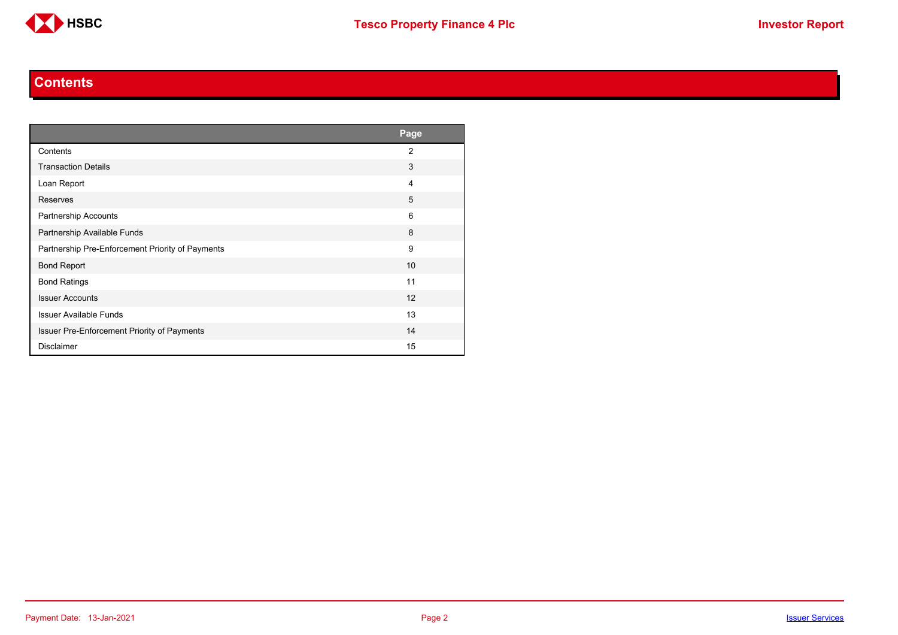# Contents

| | Page |
|---|---|
| Contents | 2 |
| Transaction Details | 3 |
| Loan Report | 4 |
| Reserves | 5 |
| Partnership Accounts | 6 |
| Partnership Available Funds | 8 |
| Partnership Pre-Enforcement Priority of Payments | 9 |
| Bond Report | 10 |
| Bond Ratings | 11 |
| Issuer Accounts | 12 |
| Issuer Available Funds | 13 |
| Issuer Pre-Enforcement Priority of Payments | 14 |
| Disclaimer | 15 |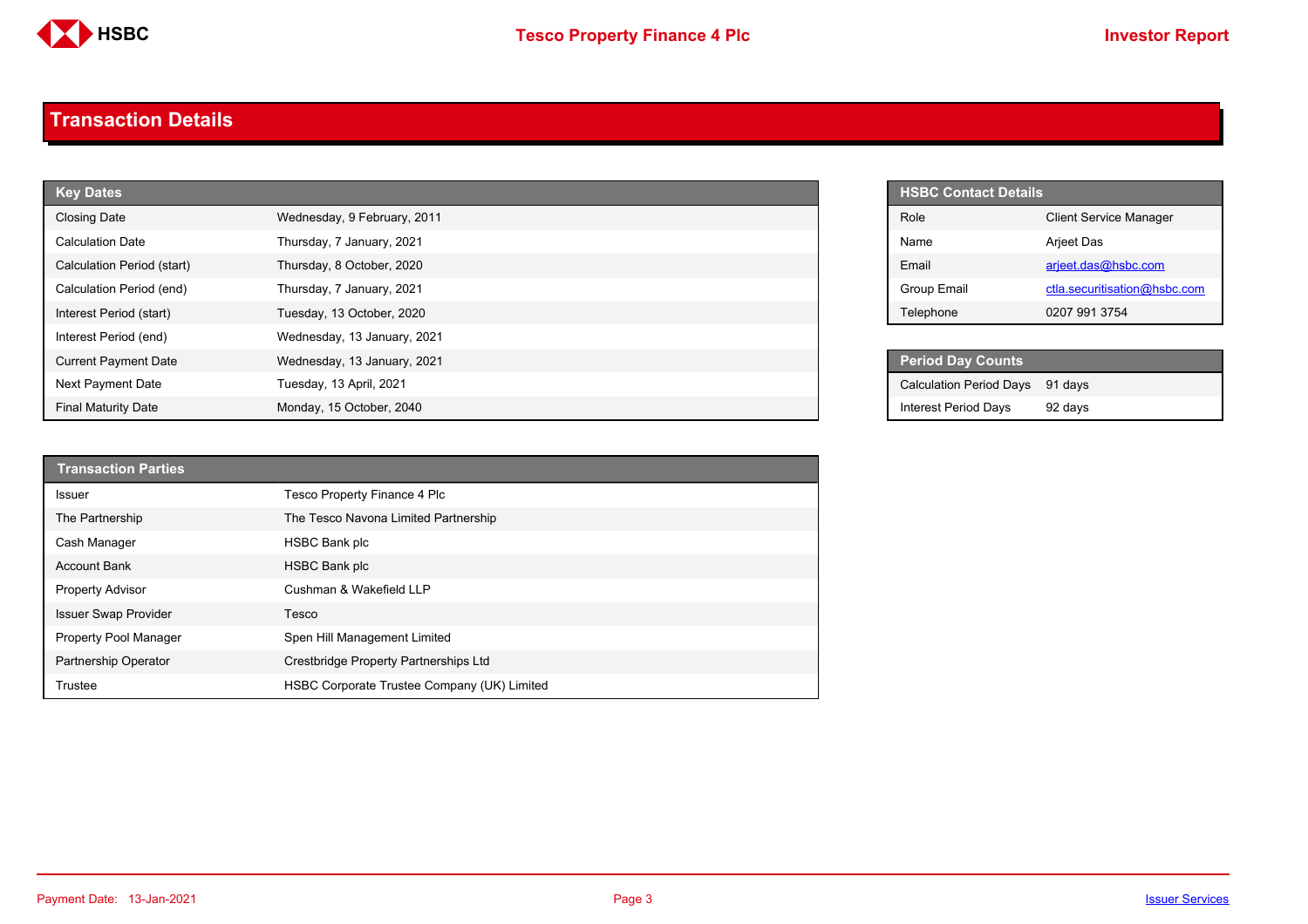# Transaction Details

| Key Dates | |
|---|---|
| Closing Date | Wednesday, 9 February, 2011 |
| Calculation Date | Thursday, 7 January, 2021 |
| Calculation Period (start) | Thursday, 8 October, 2020 |
| Calculation Period (end) | Thursday, 7 January, 2021 |
| Interest Period (start) | Tuesday, 13 October, 2020 |
| Interest Period (end) | Wednesday, 13 January, 2021 |
| Current Payment Date | Wednesday, 13 January, 2021 |
| Next Payment Date | Tuesday, 13 April, 2021 |
| Final Maturity Date | Monday, 15 October, 2040 |

| HSBC Contact Details | |
|---|---|
| Role | Client Service Manager |
| Name | Arjeet Das |
| Email | arjeet.das@hsbc.com |
| Group Email | ctla.securitisation@hsbc.com |
| Telephone | 0207 991 3754 |

| Period Day Counts | |
|---|---|
| Calculation Period Days | 91 days |
| Interest Period Days | 92 days |

| Transaction Parties | |
|---|---|
| Issuer | Tesco Property Finance 4 Plc |
| The Partnership | The Tesco Navona Limited Partnership |
| Cash Manager | HSBC Bank plc |
| Account Bank | HSBC Bank plc |
| Property Advisor | Cushman & Wakefield LLP |
| Issuer Swap Provider | Tesco |
| Property Pool Manager | Spen Hill Management Limited |
| Partnership Operator | Crestbridge Property Partnerships Ltd |
| Trustee | HSBC Corporate Trustee Company (UK) Limited |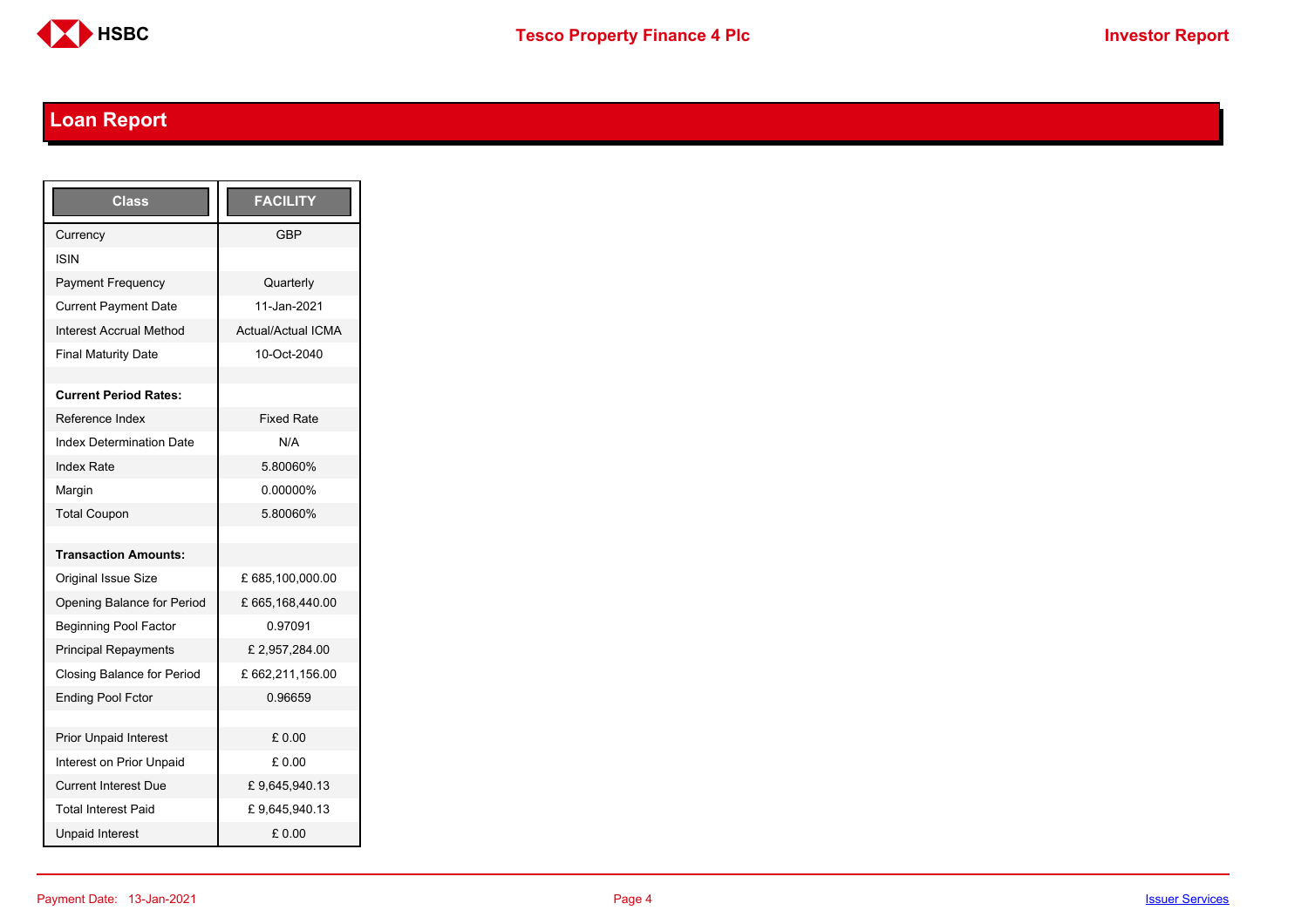## Loan Report

| Class | FACILITY |
|---|---|
| Currency | GBP |
| ISIN | |
| Payment Frequency | Quarterly |
| Current Payment Date | 11-Jan-2021 |
| Interest Accrual Method | Actual/Actual ICMA |
| Final Maturity Date | 10-Oct-2040 |
| | |
| **Current Period Rates:** | |
| Reference Index | Fixed Rate |
| Index Determination Date | N/A |
| Index Rate | 5.80060% |
| Margin | 0.00000% |
| Total Coupon | 5.80060% |
| | |
| **Transaction Amounts:** | |
| Original Issue Size | £ 685,100,000.00 |
| Opening Balance for Period | £ 665,168,440.00 |
| Beginning Pool Factor | 0.97091 |
| Principal Repayments | £ 2,957,284.00 |
| Closing Balance for Period | £ 662,211,156.00 |
| Ending Pool Fctor | 0.96659 |
| | |
| Prior Unpaid Interest | £ 0.00 |
| Interest on Prior Unpaid | £ 0.00 |
| Current Interest Due | £ 9,645,940.13 |
| Total Interest Paid | £ 9,645,940.13 |
| Unpaid Interest | £ 0.00 |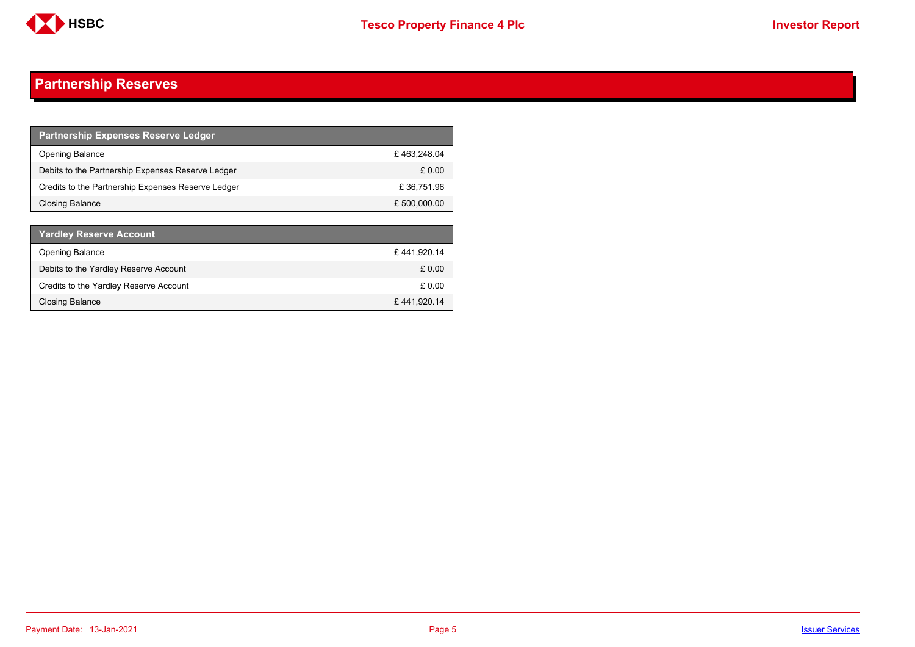## Partnership Reserves

| Partnership Expenses Reserve Ledger | |
|---|---|
| Opening Balance | £ 463,248.04 |
| Debits to the Partnership Expenses Reserve Ledger | £ 0.00 |
| Credits to the Partnership Expenses Reserve Ledger | £ 36,751.96 |
| Closing Balance | £ 500,000.00 |

| Yardley Reserve Account | |
|---|---|
| Opening Balance | £ 441,920.14 |
| Debits to the Yardley Reserve Account | £ 0.00 |
| Credits to the Yardley Reserve Account | £ 0.00 |
| Closing Balance | £ 441,920.14 |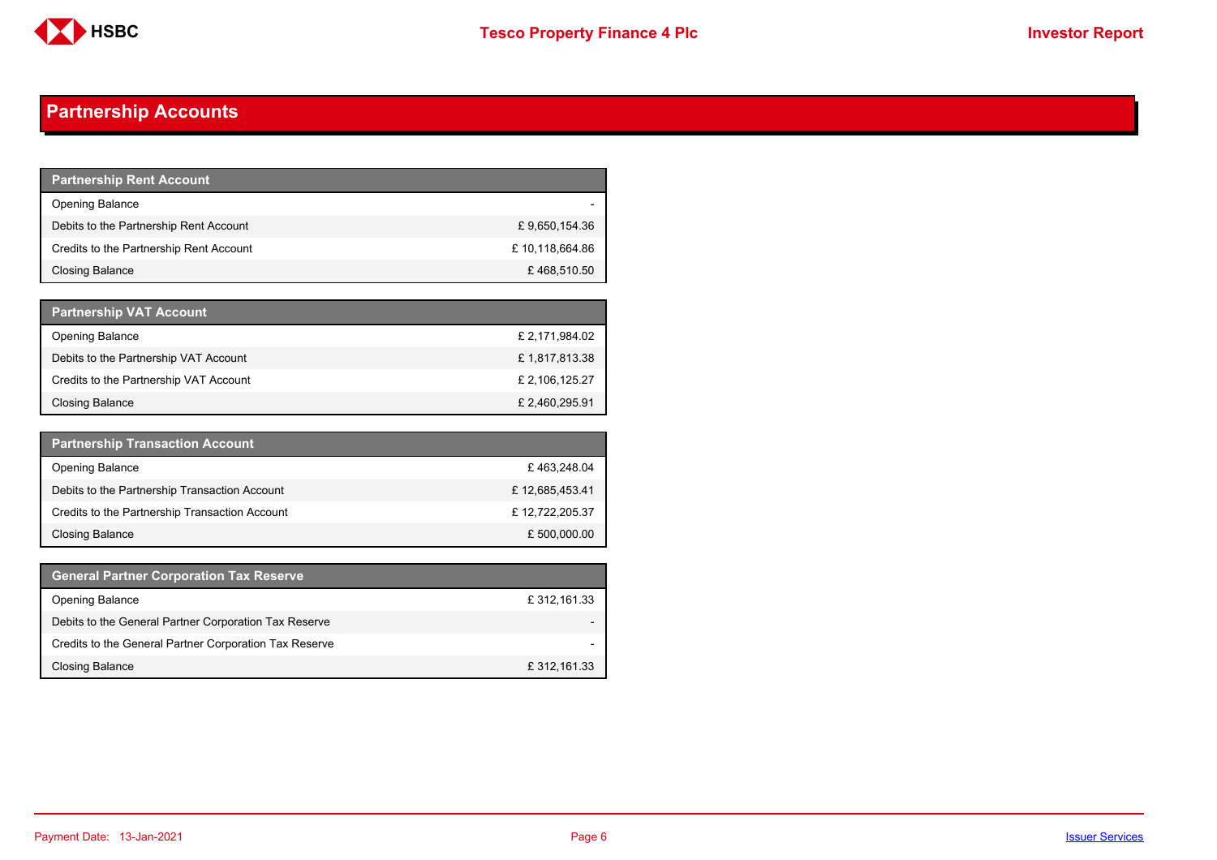## Partnership Accounts

| Partnership Rent Account | |
|---|---|
| Opening Balance | - |
| Debits to the Partnership Rent Account | £ 9,650,154.36 |
| Credits to the Partnership Rent Account | £ 10,118,664.86 |
| Closing Balance | £ 468,510.50 |

| Partnership VAT Account | |
|---|---|
| Opening Balance | £ 2,171,984.02 |
| Debits to the Partnership VAT Account | £ 1,817,813.38 |
| Credits to the Partnership VAT Account | £ 2,106,125.27 |
| Closing Balance | £ 2,460,295.91 |

| Partnership Transaction Account | |
|---|---|
| Opening Balance | £ 463,248.04 |
| Debits to the Partnership Transaction Account | £ 12,685,453.41 |
| Credits to the Partnership Transaction Account | £ 12,722,205.37 |
| Closing Balance | £ 500,000.00 |

| General Partner Corporation Tax Reserve | |
|---|---|
| Opening Balance | £ 312,161.33 |
| Debits to the General Partner Corporation Tax Reserve | - |
| Credits to the General Partner Corporation Tax Reserve | - |
| Closing Balance | £ 312,161.33 |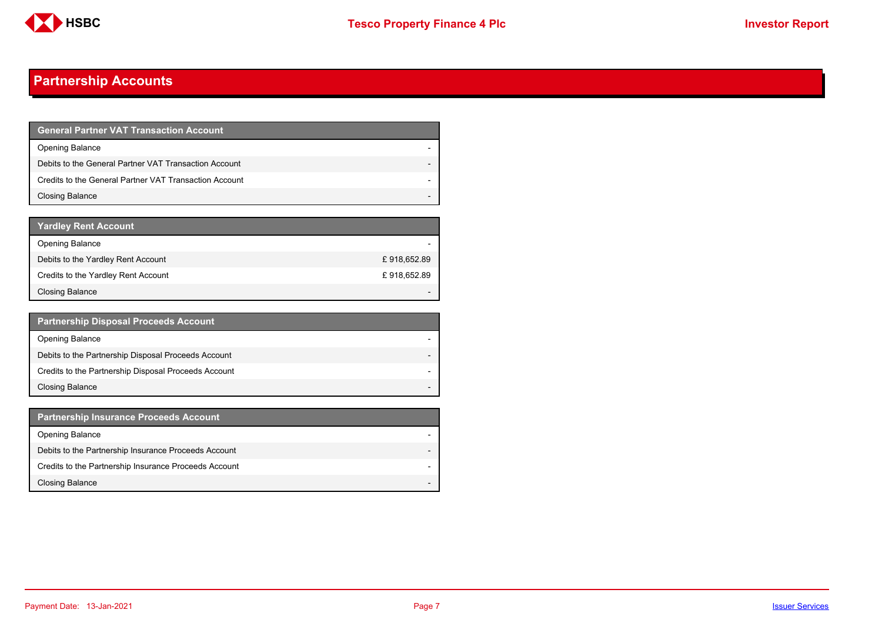## Partnership Accounts

| General Partner VAT Transaction Account | |
|---|---|
| Opening Balance | - |
| Debits to the General Partner VAT Transaction Account | - |
| Credits to the General Partner VAT Transaction Account | - |
| Closing Balance | - |

| Yardley Rent Account | |
|---|---|
| Opening Balance | - |
| Debits to the Yardley Rent Account | £ 918,652.89 |
| Credits to the Yardley Rent Account | £ 918,652.89 |
| Closing Balance | - |

| Partnership Disposal Proceeds Account | |
|---|---|
| Opening Balance | - |
| Debits to the Partnership Disposal Proceeds Account | - |
| Credits to the Partnership Disposal Proceeds Account | - |
| Closing Balance | - |

| Partnership Insurance Proceeds Account | |
|---|---|
| Opening Balance | - |
| Debits to the Partnership Insurance Proceeds Account | - |
| Credits to the Partnership Insurance Proceeds Account | - |
| Closing Balance | - |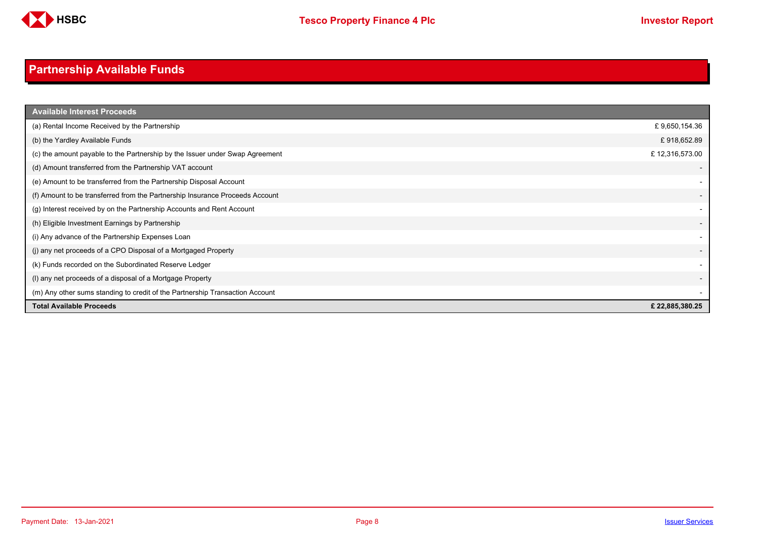## Partnership Available Funds

| Available Interest Proceeds | |
|---|---|
| (a) Rental Income Received by the Partnership | £ 9,650,154.36 |
| (b) the Yardley Available Funds | £ 918,652.89 |
| (c) the amount payable to the Partnership by the Issuer under Swap Agreement | £ 12,316,573.00 |
| (d) Amount transferred from the Partnership VAT account | - |
| (e) Amount to be transferred from the Partnership Disposal Account | - |
| (f) Amount to be transferred from the Partnership Insurance Proceeds Account | - |
| (g) Interest received by on the Partnership Accounts and Rent Account | - |
| (h) Eligible Investment Earnings by Partnership | - |
| (i) Any advance of the Partnership Expenses Loan | - |
| (j) any net proceeds of a CPO Disposal of a Mortgaged Property | - |
| (k) Funds recorded on the Subordinated Reserve Ledger | - |
| (l) any net proceeds of a disposal of a Mortgage Property | - |
| (m) Any other sums standing to credit of the Partnership Transaction Account | - |
| **Total Available Proceeds** | **£ 22,885,380.25** |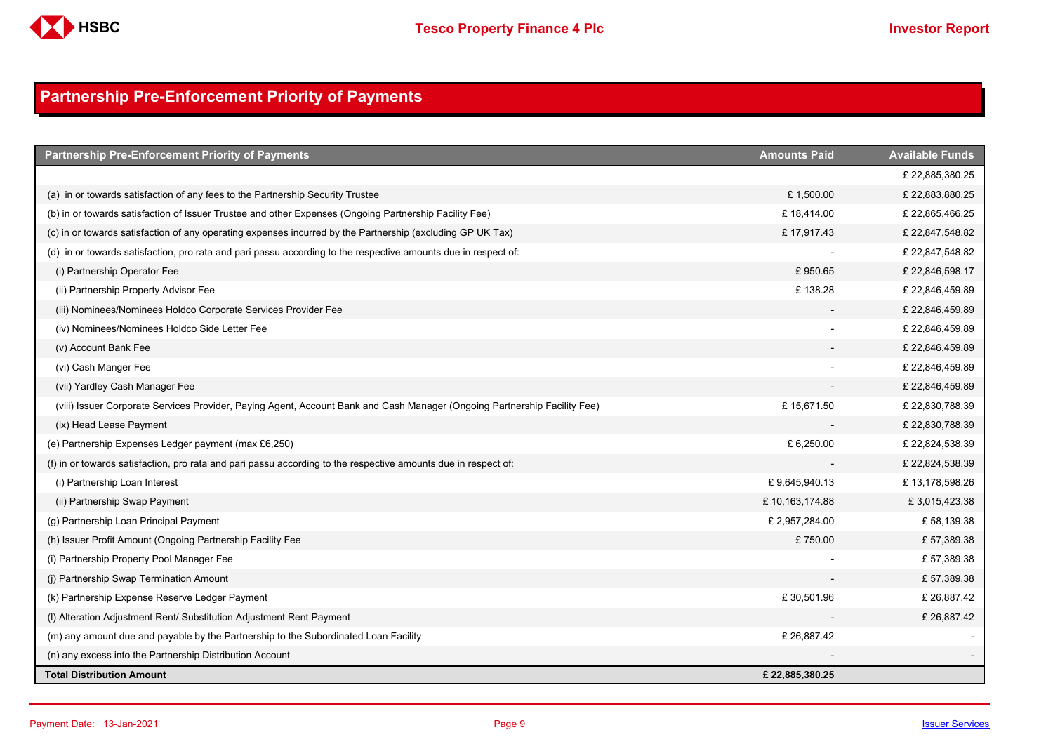# Partnership Pre-Enforcement Priority of Payments

| Partnership Pre-Enforcement Priority of Payments | Amounts Paid | Available Funds |
|---|---|---|
| | | £ 22,885,380.25 |
| (a) in or towards satisfaction of any fees to the Partnership Security Trustee | £ 1,500.00 | £ 22,883,880.25 |
| (b) in or towards satisfaction of Issuer Trustee and other Expenses (Ongoing Partnership Facility Fee) | £ 18,414.00 | £ 22,865,466.25 |
| (c) in or towards satisfaction of any operating expenses incurred by the Partnership (excluding GP UK Tax) | £ 17,917.43 | £ 22,847,548.82 |
| (d) in or towards satisfaction, pro rata and pari passu according to the respective amounts due in respect of: | - | £ 22,847,548.82 |
| (i) Partnership Operator Fee | £ 950.65 | £ 22,846,598.17 |
| (ii) Partnership Property Advisor Fee | £ 138.28 | £ 22,846,459.89 |
| (iii) Nominees/Nominees Holdco Corporate Services Provider Fee | - | £ 22,846,459.89 |
| (iv) Nominees/Nominees Holdco Side Letter Fee | - | £ 22,846,459.89 |
| (v) Account Bank Fee | - | £ 22,846,459.89 |
| (vi) Cash Manger Fee | - | £ 22,846,459.89 |
| (vii) Yardley Cash Manager Fee | - | £ 22,846,459.89 |
| (viii) Issuer Corporate Services Provider, Paying Agent, Account Bank and Cash Manager (Ongoing Partnership Facility Fee) | £ 15,671.50 | £ 22,830,788.39 |
| (ix) Head Lease Payment | - | £ 22,830,788.39 |
| (e) Partnership Expenses Ledger payment (max £6,250) | £ 6,250.00 | £ 22,824,538.39 |
| (f) in or towards satisfaction, pro rata and pari passu according to the respective amounts due in respect of: | - | £ 22,824,538.39 |
| (i) Partnership Loan Interest | £ 9,645,940.13 | £ 13,178,598.26 |
| (ii) Partnership Swap Payment | £ 10,163,174.88 | £ 3,015,423.38 |
| (g) Partnership Loan Principal Payment | £ 2,957,284.00 | £ 58,139.38 |
| (h) Issuer Profit Amount (Ongoing Partnership Facility Fee | £ 750.00 | £ 57,389.38 |
| (i) Partnership Property Pool Manager Fee | - | £ 57,389.38 |
| (j) Partnership Swap Termination Amount | - | £ 57,389.38 |
| (k) Partnership Expense Reserve Ledger Payment | £ 30,501.96 | £ 26,887.42 |
| (l) Alteration Adjustment Rent/ Substitution Adjustment Rent Payment | - | £ 26,887.42 |
| (m) any amount due and payable by the Partnership to the Subordinated Loan Facility | £ 26,887.42 | - |
| (n) any excess into the Partnership Distribution Account | - | - |
| **Total Distribution Amount** | **£ 22,885,380.25** | |

Payment Date: 13-Jan-2021

Issuer Services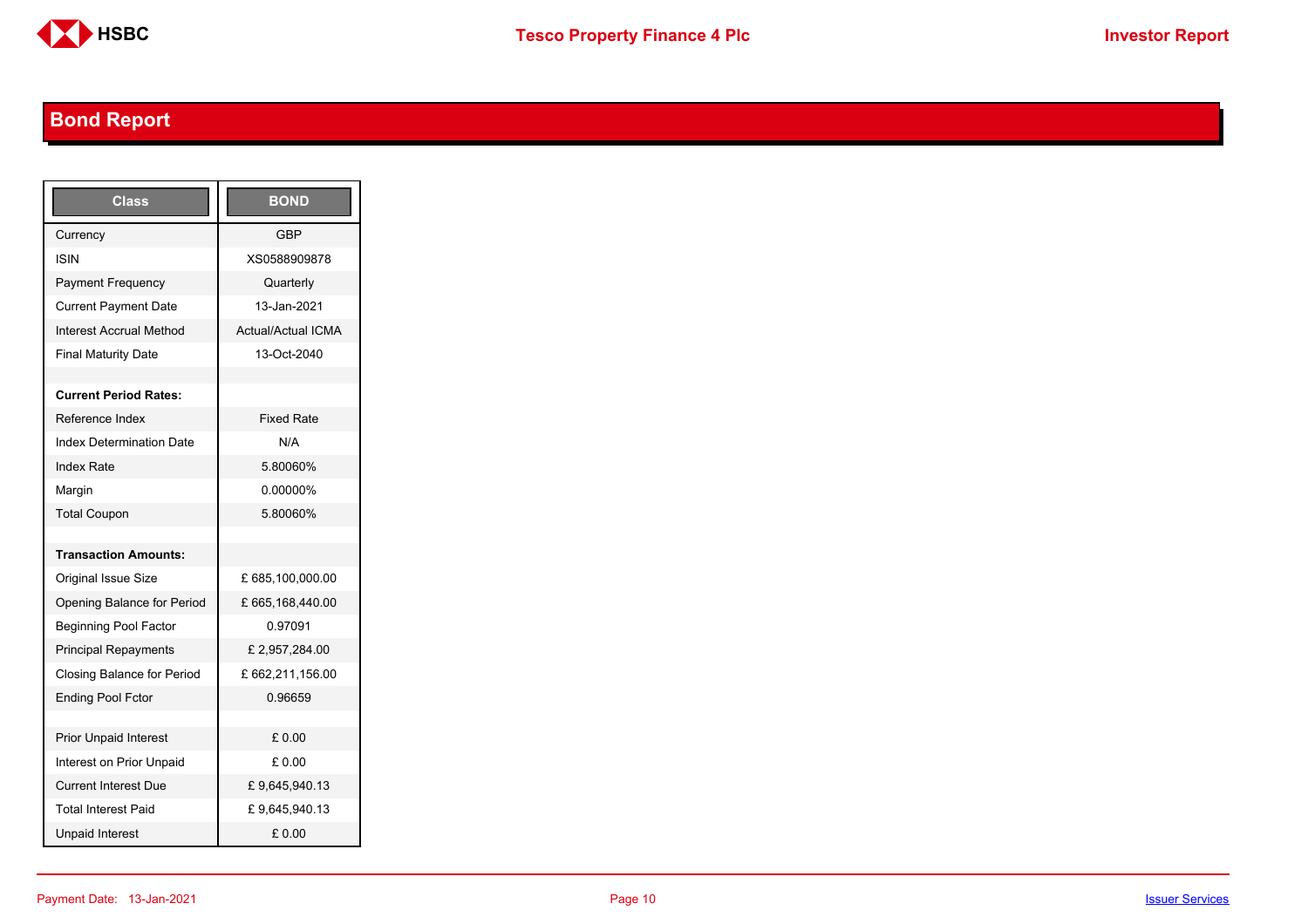## Bond Report

| Class | BOND |
| --- | --- |
| Currency | GBP |
| ISIN | XS0588909878 |
| Payment Frequency | Quarterly |
| Current Payment Date | 13-Jan-2021 |
| Interest Accrual Method | Actual/Actual ICMA |
| Final Maturity Date | 13-Oct-2040 |
| | |
| **Current Period Rates:** | |
| Reference Index | Fixed Rate |
| Index Determination Date | N/A |
| Index Rate | 5.80060% |
| Margin | 0.00000% |
| Total Coupon | 5.80060% |
| | |
| **Transaction Amounts:** | |
| Original Issue Size | £ 685,100,000.00 |
| Opening Balance for Period | £ 665,168,440.00 |
| Beginning Pool Factor | 0.97091 |
| Principal Repayments | £ 2,957,284.00 |
| Closing Balance for Period | £ 662,211,156.00 |
| Ending Pool Fctor | 0.96659 |
| | |
| Prior Unpaid Interest | £ 0.00 |
| Interest on Prior Unpaid | £ 0.00 |
| Current Interest Due | £ 9,645,940.13 |
| Total Interest Paid | £ 9,645,940.13 |
| Unpaid Interest | £ 0.00 |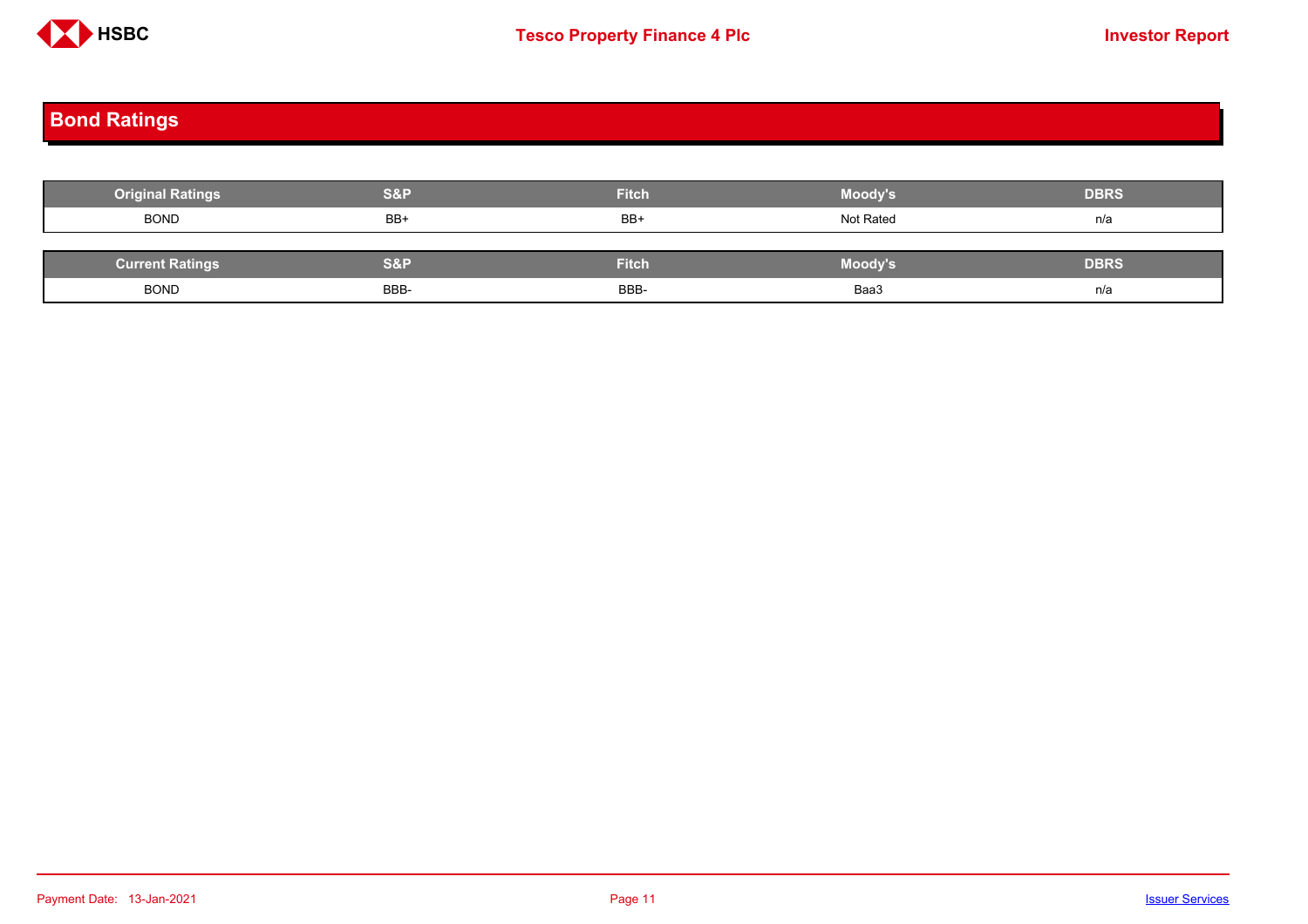## Bond Ratings

| Original Ratings | S&P | Fitch | Moody's | DBRS |
|---|---|---|---|---|
| BOND | BB+ | BB+ | Not Rated | n/a |

| Current Ratings | S&P | Fitch | Moody's | DBRS |
|---|---|---|---|---|
| BOND | BBB- | BBB- | Baa3 | n/a |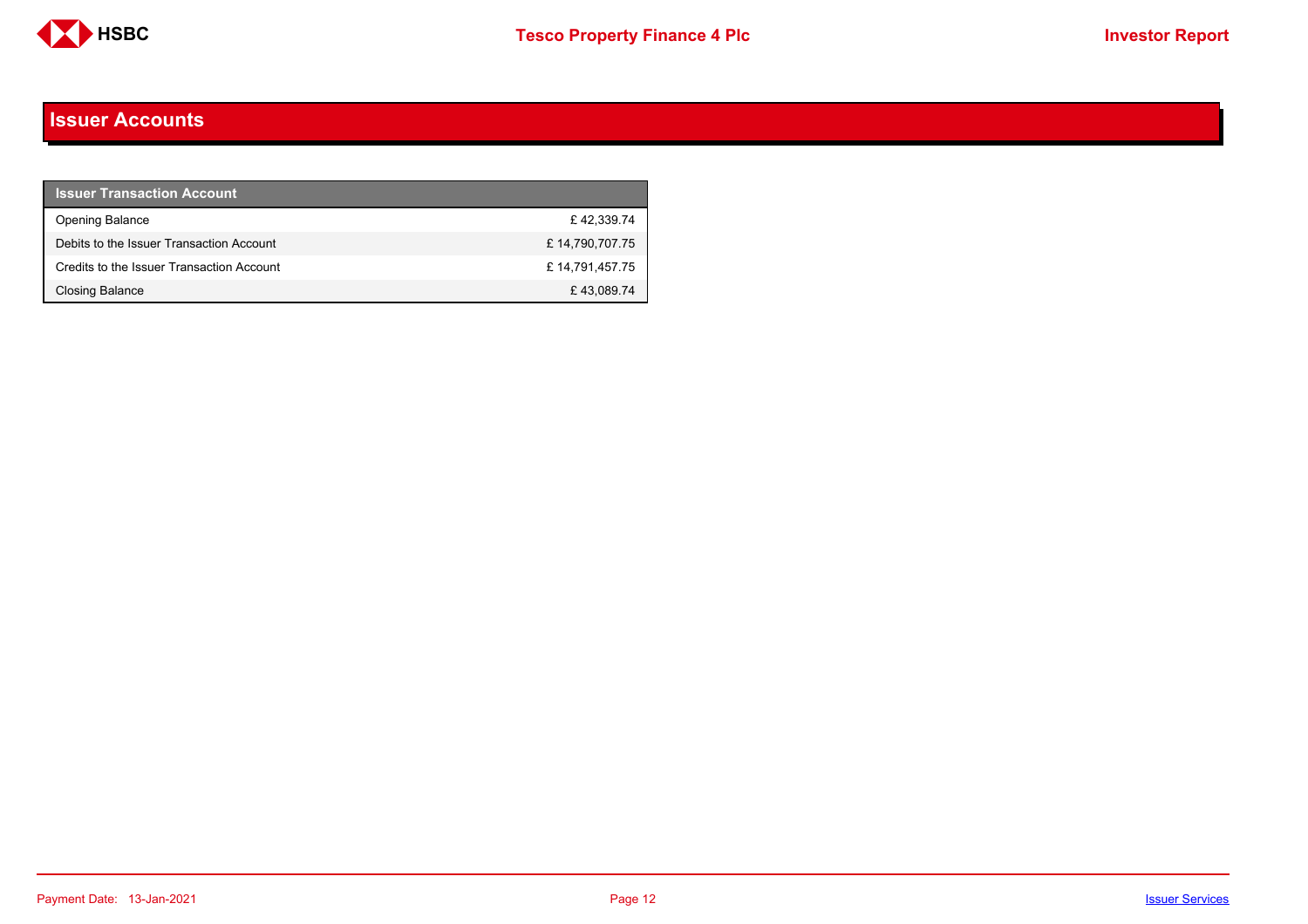# Issuer Accounts

| Issuer Transaction Account | |
|---|---|
| Opening Balance | £ 42,339.74 |
| Debits to the Issuer Transaction Account | £ 14,790,707.75 |
| Credits to the Issuer Transaction Account | £ 14,791,457.75 |
| Closing Balance | £ 43,089.74 |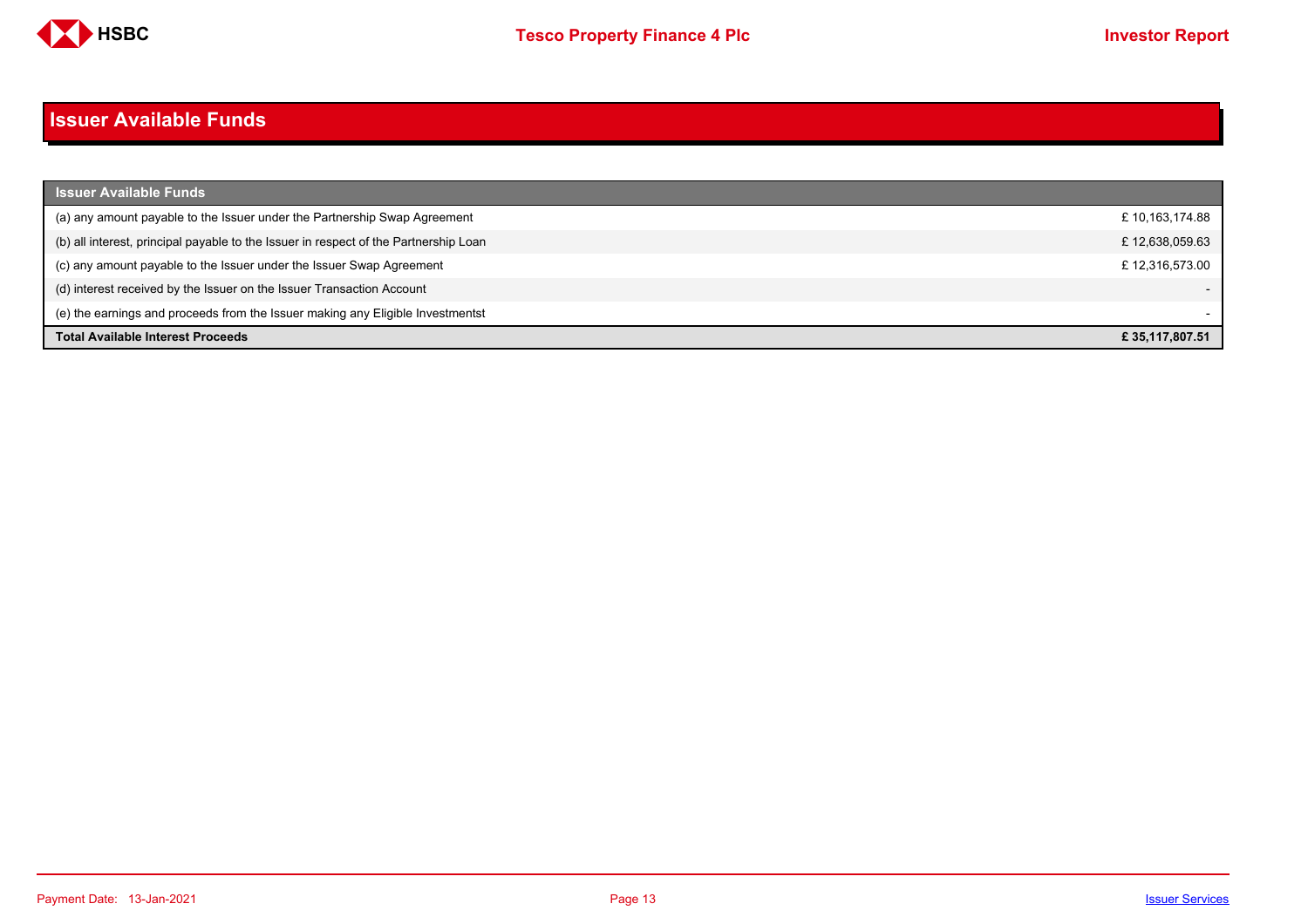# Issuer Available Funds

| Issuer Available Funds | |
|---|---|
| (a) any amount payable to the Issuer under the Partnership Swap Agreement | £ 10,163,174.88 |
| (b) all interest, principal payable to the Issuer in respect of the Partnership Loan | £ 12,638,059.63 |
| (c) any amount payable to the Issuer under the Issuer Swap Agreement | £ 12,316,573.00 |
| (d) interest received by the Issuer on the Issuer Transaction Account | - |
| (e) the earnings and proceeds from the Issuer making any Eligible Investmentst | - |
| **Total Available Interest Proceeds** | **£ 35,117,807.51** |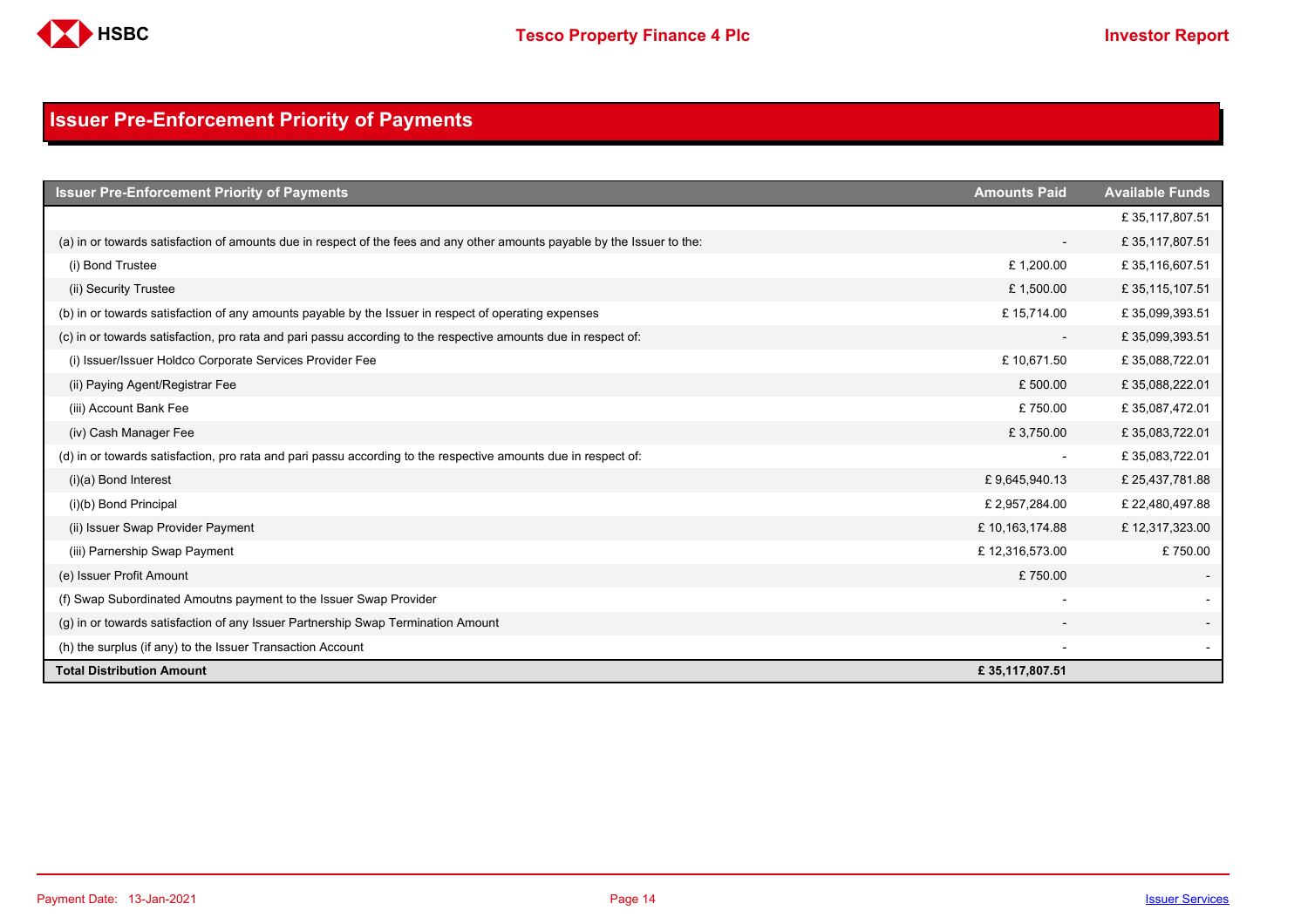# Issuer Pre-Enforcement Priority of Payments

| Issuer Pre-Enforcement Priority of Payments | Amounts Paid | Available Funds |
|---|---|---|
| | | £ 35,117,807.51 |
| (a) in or towards satisfaction of amounts due in respect of the fees and any other amounts payable by the Issuer to the: | - | £ 35,117,807.51 |
| (i) Bond Trustee | £ 1,200.00 | £ 35,116,607.51 |
| (ii) Security Trustee | £ 1,500.00 | £ 35,115,107.51 |
| (b) in or towards satisfaction of any amounts payable by the Issuer in respect of operating expenses | £ 15,714.00 | £ 35,099,393.51 |
| (c) in or towards satisfaction, pro rata and pari passu according to the respective amounts due in respect of: | - | £ 35,099,393.51 |
| (i) Issuer/Issuer Holdco Corporate Services Provider Fee | £ 10,671.50 | £ 35,088,722.01 |
| (ii) Paying Agent/Registrar Fee | £ 500.00 | £ 35,088,222.01 |
| (iii) Account Bank Fee | £ 750.00 | £ 35,087,472.01 |
| (iv) Cash Manager Fee | £ 3,750.00 | £ 35,083,722.01 |
| (d) in or towards satisfaction, pro rata and pari passu according to the respective amounts due in respect of: | - | £ 35,083,722.01 |
| (i)(a) Bond Interest | £ 9,645,940.13 | £ 25,437,781.88 |
| (i)(b) Bond Principal | £ 2,957,284.00 | £ 22,480,497.88 |
| (ii) Issuer Swap Provider Payment | £ 10,163,174.88 | £ 12,317,323.00 |
| (iii) Parnership Swap Payment | £ 12,316,573.00 | £ 750.00 |
| (e) Issuer Profit Amount | £ 750.00 | - |
| (f) Swap Subordinated Amoutns payment to the Issuer Swap Provider | - | - |
| (g) in or towards satisfaction of any Issuer Partnership Swap Termination Amount | - | - |
| (h) the surplus (if any) to the Issuer Transaction Account | - | - |
| **Total Distribution Amount** | **£ 35,117,807.51** | |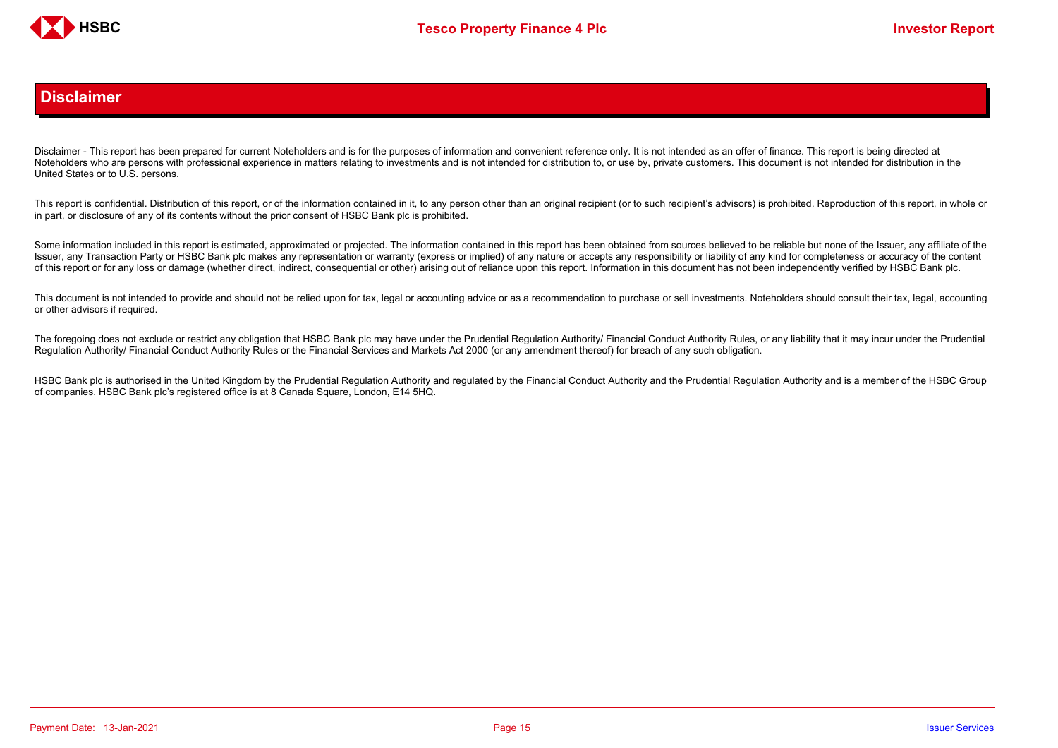## Disclaimer

Disclaimer - This report has been prepared for current Noteholders and is for the purposes of information and convenient reference only. It is not intended as an offer of finance. This report is being directed at Noteholders who are persons with professional experience in matters relating to investments and is not intended for distribution to, or use by, private customers. This document is not intended for distribution in the United States or to U.S. persons.

This report is confidential. Distribution of this report, or of the information contained in it, to any person other than an original recipient (or to such recipient's advisors) is prohibited. Reproduction of this report, in whole or in part, or disclosure of any of its contents without the prior consent of HSBC Bank plc is prohibited.

Some information included in this report is estimated, approximated or projected. The information contained in this report has been obtained from sources believed to be reliable but none of the Issuer, any affiliate of the Issuer, any Transaction Party or HSBC Bank plc makes any representation or warranty (express or implied) of any nature or accepts any responsibility or liability of any kind for completeness or accuracy of the content of this report or for any loss or damage (whether direct, indirect, consequential or other) arising out of reliance upon this report. Information in this document has not been independently verified by HSBC Bank plc.

This document is not intended to provide and should not be relied upon for tax, legal or accounting advice or as a recommendation to purchase or sell investments. Noteholders should consult their tax, legal, accounting or other advisors if required.

The foregoing does not exclude or restrict any obligation that HSBC Bank plc may have under the Prudential Regulation Authority/ Financial Conduct Authority Rules, or any liability that it may incur under the Prudential Regulation Authority/ Financial Conduct Authority Rules or the Financial Services and Markets Act 2000 (or any amendment thereof) for breach of any such obligation.

HSBC Bank plc is authorised in the United Kingdom by the Prudential Regulation Authority and regulated by the Financial Conduct Authority and the Prudential Regulation Authority and is a member of the HSBC Group of companies. HSBC Bank plc's registered office is at 8 Canada Square, London, E14 5HQ.